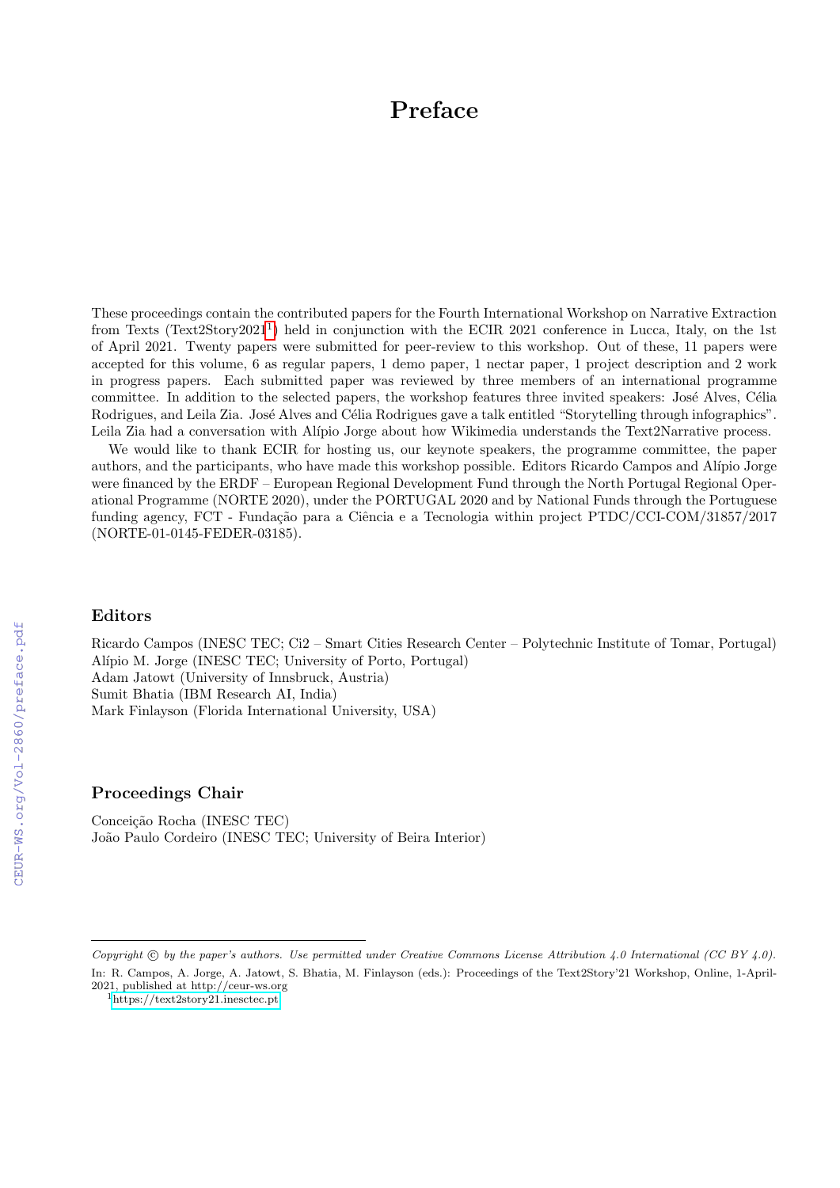# Preface

These proceedings contain the contributed papers for the Fourth International Workshop on Narrative Extraction from Texts (Text2Story2021[1]) held in conjunction with the ECIR 2021 conference in Lucca, Italy, on the 1st of April 2021. Twenty papers were submitted for peer-review to this workshop. Out of these, 11 papers were accepted for this volume, 6 as regular papers, 1 demo paper, 1 nectar paper, 1 project description and 2 work in progress papers. Each submitted paper was reviewed by three members of an international programme committee. In addition to the selected papers, the workshop features three invited speakers: José Alves, Célia Rodrigues, and Leila Zia. José Alves and Célia Rodrigues gave a talk entitled "Storytelling through infographics". Leila Zia had a conversation with Alípio Jorge about how Wikimedia understands the Text2Narrative process.

We would like to thank ECIR for hosting us, our keynote speakers, the programme committee, the paper authors, and the participants, who have made this workshop possible. Editors Ricardo Campos and Alípio Jorge were financed by the ERDF – European Regional Development Fund through the North Portugal Regional Operational Programme (NORTE 2020), under the PORTUGAL 2020 and by National Funds through the Portuguese funding agency, FCT - Fundação para a Ciência e a Tecnologia within project PTDC/CCI-COM/31857/2017 (NORTE-01-0145-FEDER-03185).

## Editors

Ricardo Campos (INESC TEC; Ci2 – Smart Cities Research Center – Polytechnic Institute of Tomar, Portugal)
Alípio M. Jorge (INESC TEC; University of Porto, Portugal)
Adam Jatowt (University of Innsbruck, Austria)
Sumit Bhatia (IBM Research AI, India)
Mark Finlayson (Florida International University, USA)

## Proceedings Chair

Conceição Rocha (INESC TEC)
João Paulo Cordeiro (INESC TEC; University of Beira Interior)

---

*Copyright © by the paper's authors. Use permitted under Creative Commons License Attribution 4.0 International (CC BY 4.0).*

In: R. Campos, A. Jorge, A. Jatowt, S. Bhatia, M. Finlayson (eds.): Proceedings of the Text2Story'21 Workshop, Online, 1-April-2021, published at http://ceur-ws.org

[1] https://text2story21.inesctec.pt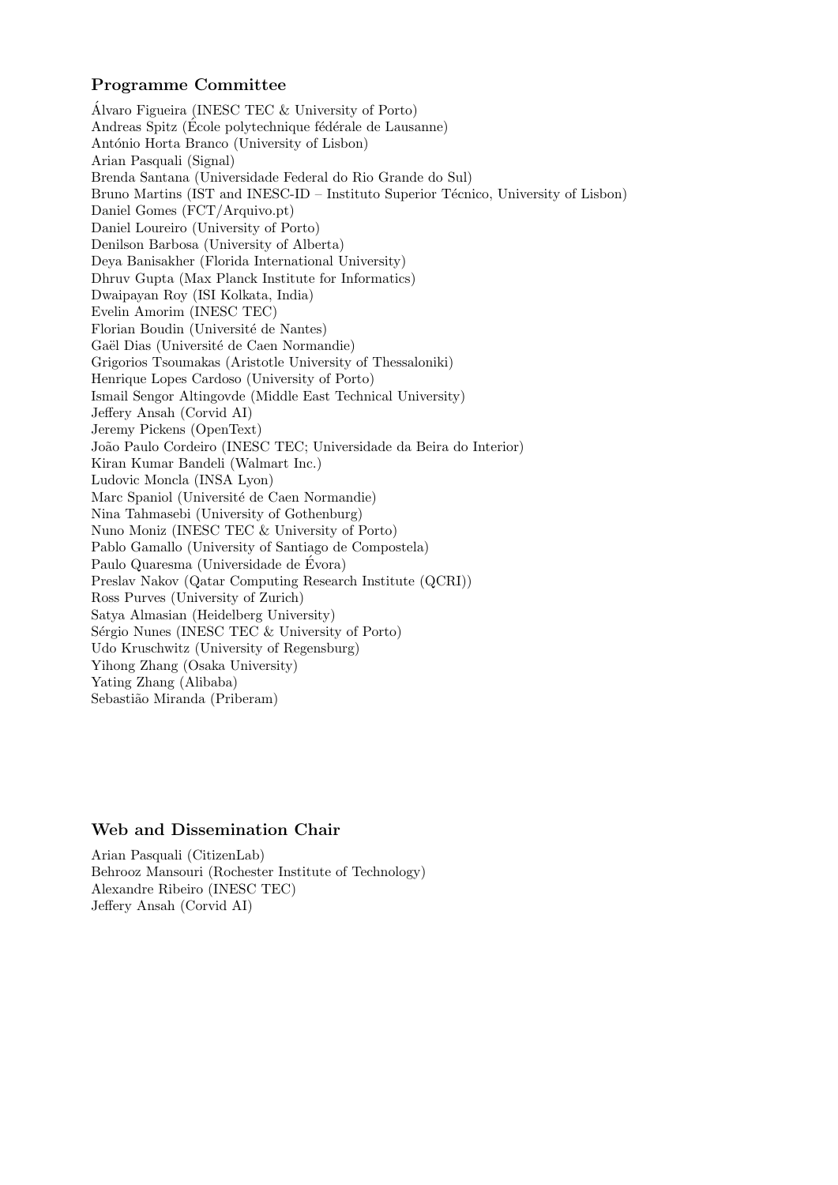## Programme Committee

Álvaro Figueira (INESC TEC & University of Porto)
Andreas Spitz (École polytechnique fédérale de Lausanne)
António Horta Branco (University of Lisbon)
Arian Pasquali (Signal)
Brenda Santana (Universidade Federal do Rio Grande do Sul)
Bruno Martins (IST and INESC-ID – Instituto Superior Técnico, University of Lisbon)
Daniel Gomes (FCT/Arquivo.pt)
Daniel Loureiro (University of Porto)
Denilson Barbosa (University of Alberta)
Deya Banisakher (Florida International University)
Dhruv Gupta (Max Planck Institute for Informatics)
Dwaipayan Roy (ISI Kolkata, India)
Evelin Amorim (INESC TEC)
Florian Boudin (Université de Nantes)
Gaël Dias (Université de Caen Normandie)
Grigorios Tsoumakas (Aristotle University of Thessaloniki)
Henrique Lopes Cardoso (University of Porto)
Ismail Sengor Altingovde (Middle East Technical University)
Jeffery Ansah (Corvid AI)
Jeremy Pickens (OpenText)
João Paulo Cordeiro (INESC TEC; Universidade da Beira do Interior)
Kiran Kumar Bandeli (Walmart Inc.)
Ludovic Moncla (INSA Lyon)
Marc Spaniol (Université de Caen Normandie)
Nina Tahmasebi (University of Gothenburg)
Nuno Moniz (INESC TEC & University of Porto)
Pablo Gamallo (University of Santiago de Compostela)
Paulo Quaresma (Universidade de Évora)
Preslav Nakov (Qatar Computing Research Institute (QCRI))
Ross Purves (University of Zurich)
Satya Almasian (Heidelberg University)
Sérgio Nunes (INESC TEC & University of Porto)
Udo Kruschwitz (University of Regensburg)
Yihong Zhang (Osaka University)
Yating Zhang (Alibaba)
Sebastião Miranda (Priberam)

## Web and Dissemination Chair

Arian Pasquali (CitizenLab)
Behrooz Mansouri (Rochester Institute of Technology)
Alexandre Ribeiro (INESC TEC)
Jeffery Ansah (Corvid AI)